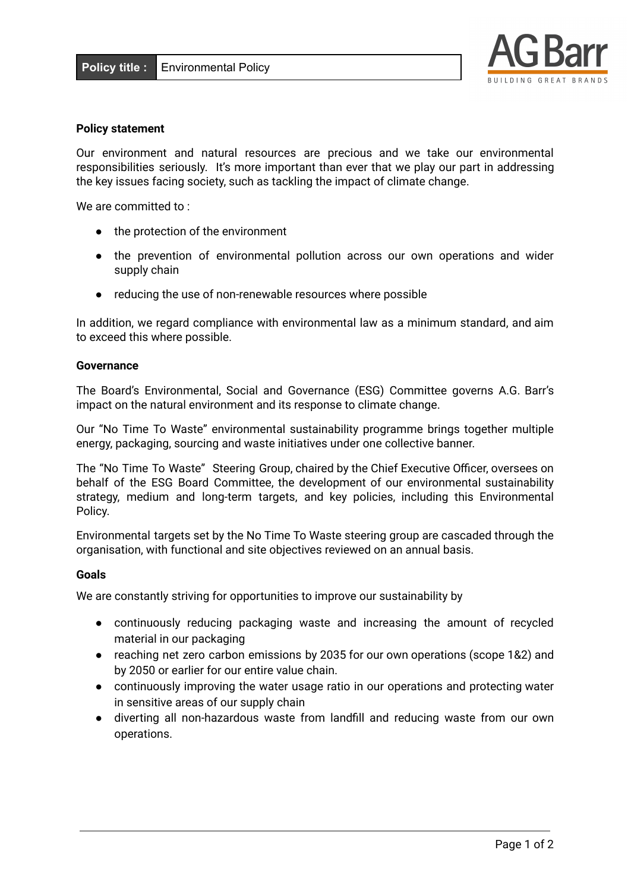| Policy title : | Environmental Policy |
| --- | --- |

AG Barr
BUILDING GREAT BRANDS

**Policy statement**

Our environment and natural resources are precious and we take our environmental responsibilities seriously. It's more important than ever that we play our part in addressing the key issues facing society, such as tackling the impact of climate change.

We are committed to :

- the protection of the environment
- the prevention of environmental pollution across our own operations and wider supply chain
- reducing the use of non-renewable resources where possible

In addition, we regard compliance with environmental law as a minimum standard, and aim to exceed this where possible.

**Governance**

The Board's Environmental, Social and Governance (ESG) Committee governs A.G. Barr's impact on the natural environment and its response to climate change.

Our "No Time To Waste" environmental sustainability programme brings together multiple energy, packaging, sourcing and waste initiatives under one collective banner.

The "No Time To Waste" Steering Group, chaired by the Chief Executive Officer, oversees on behalf of the ESG Board Committee, the development of our environmental sustainability strategy, medium and long-term targets, and key policies, including this Environmental Policy.

Environmental targets set by the No Time To Waste steering group are cascaded through the organisation, with functional and site objectives reviewed on an annual basis.

**Goals**

We are constantly striving for opportunities to improve our sustainability by

- continuously reducing packaging waste and increasing the amount of recycled material in our packaging
- reaching net zero carbon emissions by 2035 for our own operations (scope 1&2) and by 2050 or earlier for our entire value chain.
- continuously improving the water usage ratio in our operations and protecting water in sensitive areas of our supply chain
- diverting all non-hazardous waste from landfill and reducing waste from our own operations.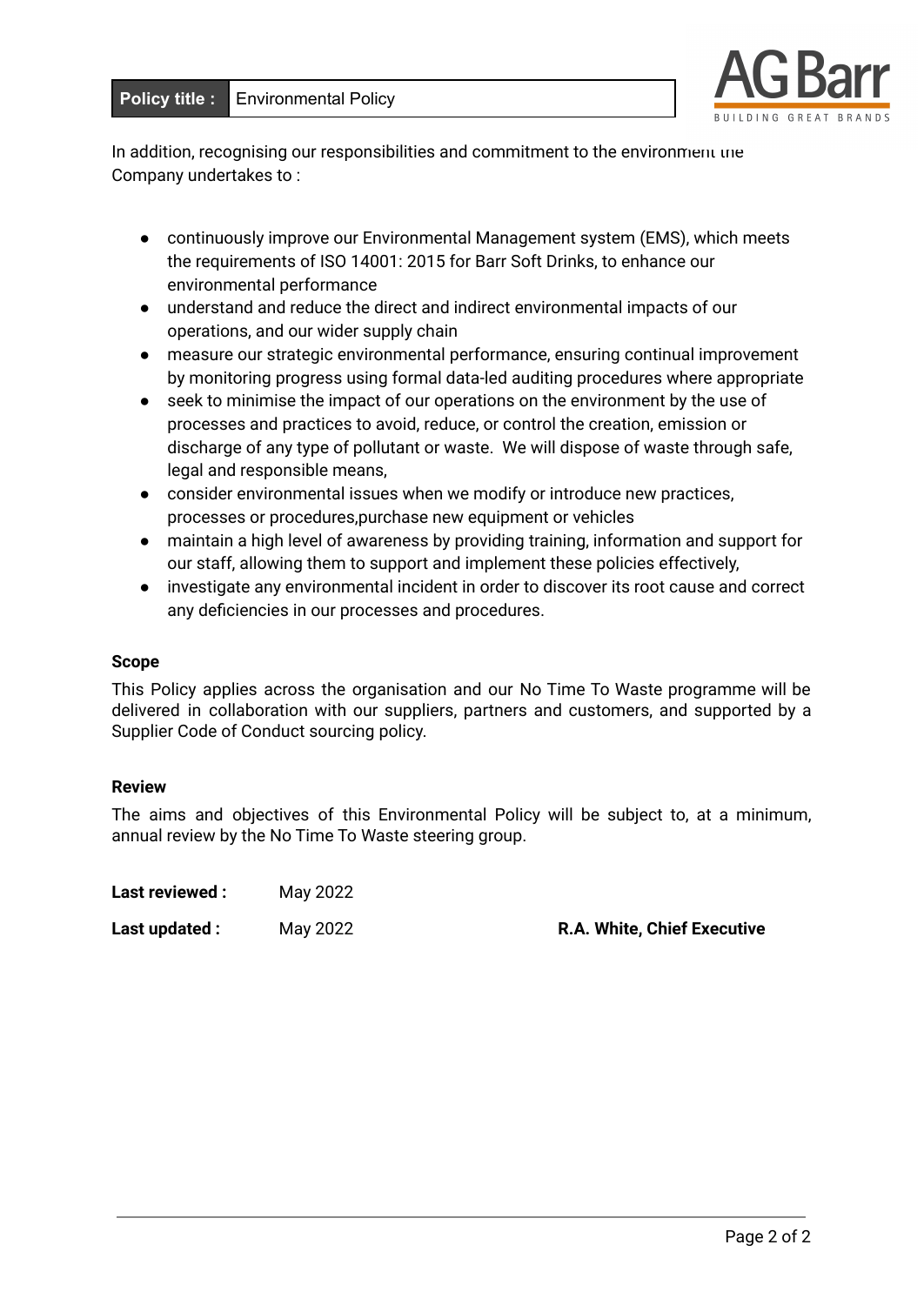| Policy title : | Environmental Policy |
| --- | --- |

In addition, recognising our responsibilities and commitment to the environment the Company undertakes to :

- continuously improve our Environmental Management system (EMS), which meets the requirements of ISO 14001: 2015 for Barr Soft Drinks, to enhance our environmental performance
- understand and reduce the direct and indirect environmental impacts of our operations, and our wider supply chain
- measure our strategic environmental performance, ensuring continual improvement by monitoring progress using formal data-led auditing procedures where appropriate
- seek to minimise the impact of our operations on the environment by the use of processes and practices to avoid, reduce, or control the creation, emission or discharge of any type of pollutant or waste. We will dispose of waste through safe, legal and responsible means,
- consider environmental issues when we modify or introduce new practices, processes or procedures,purchase new equipment or vehicles
- maintain a high level of awareness by providing training, information and support for our staff, allowing them to support and implement these policies effectively,
- investigate any environmental incident in order to discover its root cause and correct any deficiencies in our processes and procedures.

**Scope**

This Policy applies across the organisation and our No Time To Waste programme will be delivered in collaboration with our suppliers, partners and customers, and supported by a Supplier Code of Conduct sourcing policy.

**Review**

The aims and objectives of this Environmental Policy will be subject to, at a minimum, annual review by the No Time To Waste steering group.

**Last reviewed :** May 2022

**Last updated :** May 2022

**R.A. White, Chief Executive**